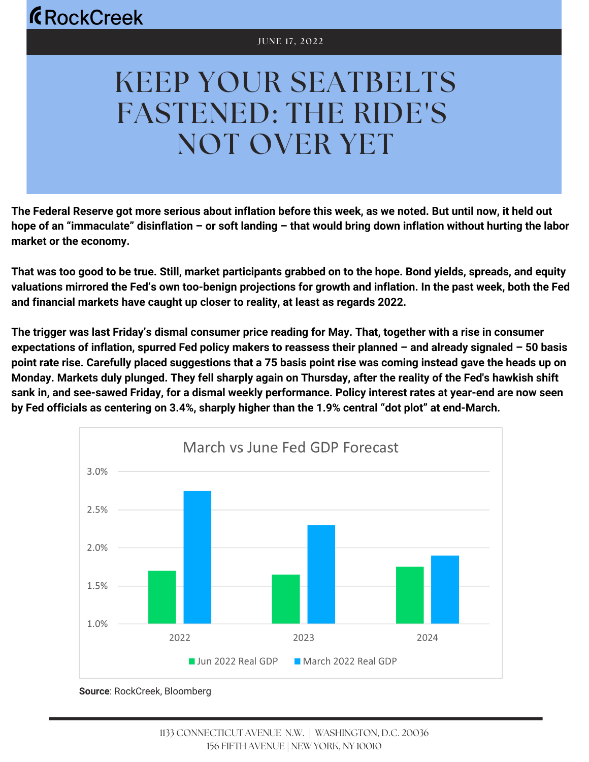RockCreek

JUNE 17, 2022

# KEEP YOUR SEATBELTS FASTENED: THE RIDE'S NOT OVER YET

**The Federal Reserve got more serious about inflation before this week, as we noted. But until now, it held out hope of an "immaculate" disinflation – or soft landing – that would bring down inflation without hurting the labor market or the economy.**

**That was too good to be true. Still, market participants grabbed on to the hope. Bond yields, spreads, and equity valuations mirrored the Fed's own too-benign projections for growth and inflation. In the past week, both the Fed and financial markets have caught up closer to reality, at least as regards 2022.**

**The trigger was last Friday's dismal consumer price reading for May. That, together with a rise in consumer expectations of inflation, spurred Fed policy makers to reassess their planned – and already signaled – 50 basis point rate rise. Carefully placed suggestions that a 75 basis point rise was coming instead gave the heads up on Monday. Markets duly plunged. They fell sharply again on Thursday, after the reality of the Fed's hawkish shift sank in, and see-sawed Friday, for a dismal weekly performance. Policy interest rates at year-end are now seen by Fed officials as centering on 3.4%, sharply higher than the 1.9% central "dot plot" at end-March.**

March vs June Fed GDP Forecast

| | Jun 2022 Real GDP | March 2022 Real GDP |
|---|---|---|
| 2022 | 1.7% | 2.75% |
| 2023 | 1.65% | 2.3% |
| 2024 | 1.75% | 1.9% |

**Source**: RockCreek, Bloomberg

1133 CONNECTICUT AVENUE N.W. | WASHINGTON, D.C. 20036
156 FIFTH AVENUE | NEW YORK, NY 10010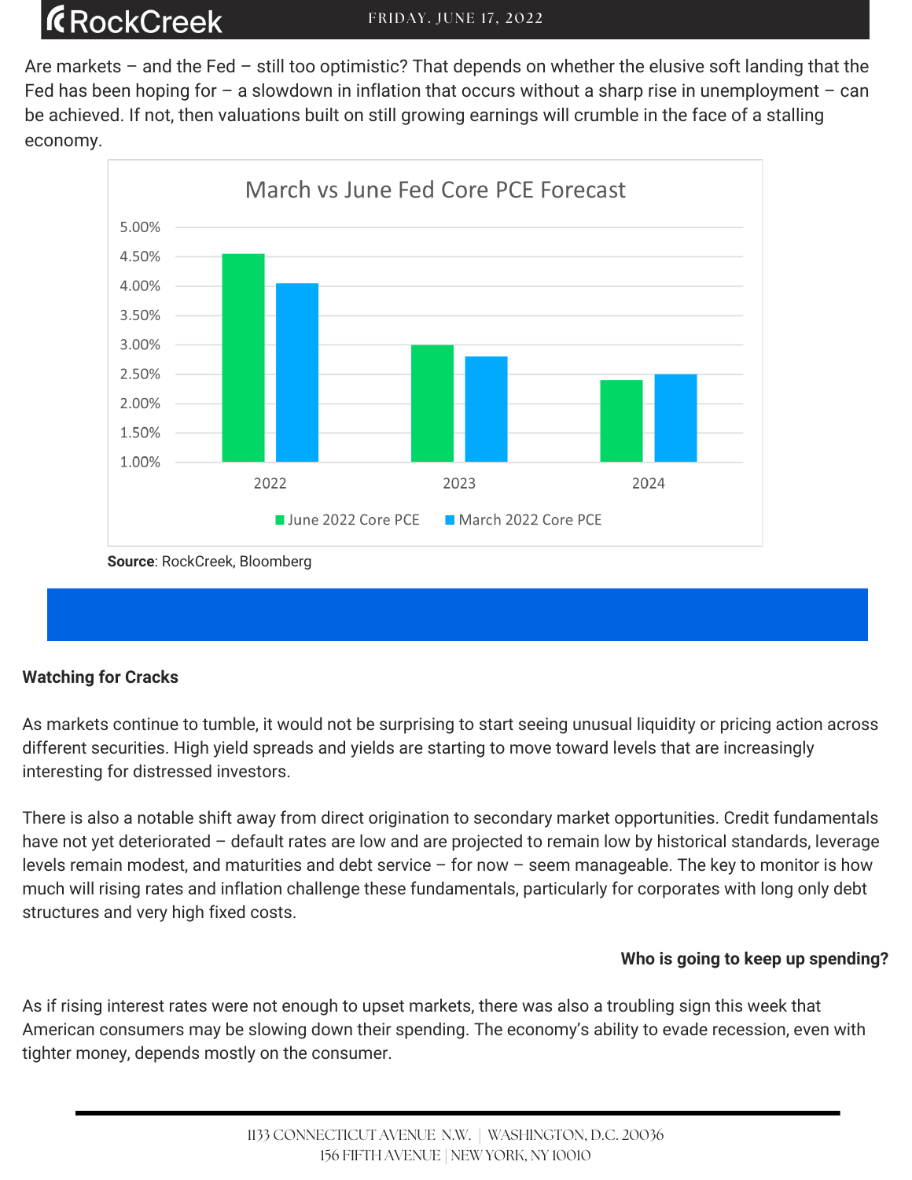Are markets – and the Fed – still too optimistic? That depends on whether the elusive soft landing that the Fed has been hoping for – a slowdown in inflation that occurs without a sharp rise in unemployment – can be achieved. If not, then valuations built on still growing earnings will crumble in the face of a stalling economy.

**March vs June Fed Core PCE Forecast**

| | June 2022 Core PCE | March 2022 Core PCE |
|---|---|---|
| 2022 | 4.55% | 4.05% |
| 2023 | 3.00% | 2.80% |
| 2024 | 2.40% | 2.50% |

**Source**: RockCreek, Bloomberg

**Watching for Cracks**

As markets continue to tumble, it would not be surprising to start seeing unusual liquidity or pricing action across different securities. High yield spreads and yields are starting to move toward levels that are increasingly interesting for distressed investors.

There is also a notable shift away from direct origination to secondary market opportunities. Credit fundamentals have not yet deteriorated – default rates are low and are projected to remain low by historical standards, leverage levels remain modest, and maturities and debt service – for now – seem manageable. The key to monitor is how much will rising rates and inflation challenge these fundamentals, particularly for corporates with long only debt structures and very high fixed costs.

**Who is going to keep up spending?**

As if rising interest rates were not enough to upset markets, there was also a troubling sign this week that American consumers may be slowing down their spending. The economy's ability to evade recession, even with tighter money, depends mostly on the consumer.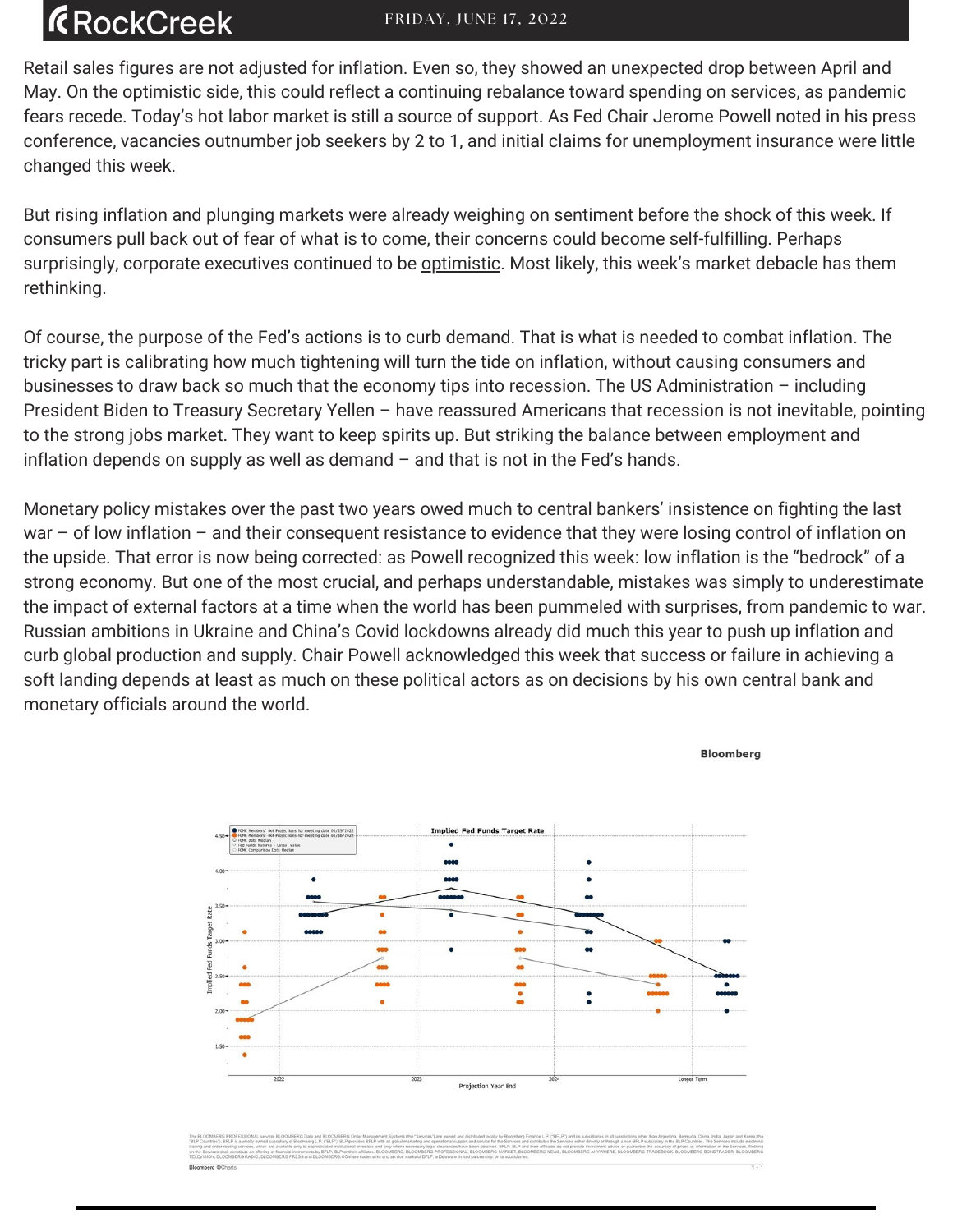Retail sales figures are not adjusted for inflation. Even so, they showed an unexpected drop between April and May. On the optimistic side, this could reflect a continuing rebalance toward spending on services, as pandemic fears recede. Today's hot labor market is still a source of support. As Fed Chair Jerome Powell noted in his press conference, vacancies outnumber job seekers by 2 to 1, and initial claims for unemployment insurance were little changed this week.

But rising inflation and plunging markets were already weighing on sentiment before the shock of this week. If consumers pull back out of fear of what is to come, their concerns could become self-fulfilling. Perhaps surprisingly, corporate executives continued to be optimistic. Most likely, this week's market debacle has them rethinking.

Of course, the purpose of the Fed's actions is to curb demand. That is what is needed to combat inflation. The tricky part is calibrating how much tightening will turn the tide on inflation, without causing consumers and businesses to draw back so much that the economy tips into recession. The US Administration – including President Biden to Treasury Secretary Yellen – have reassured Americans that recession is not inevitable, pointing to the strong jobs market. They want to keep spirits up. But striking the balance between employment and inflation depends on supply as well as demand – and that is not in the Fed's hands.

Monetary policy mistakes over the past two years owed much to central bankers' insistence on fighting the last war – of low inflation – and their consequent resistance to evidence that they were losing control of inflation on the upside. That error is now being corrected: as Powell recognized this week: low inflation is the "bedrock" of a strong economy. But one of the most crucial, and perhaps understandable, mistakes was simply to underestimate the impact of external factors at a time when the world has been pummeled with surprises, from pandemic to war. Russian ambitions in Ukraine and China's Covid lockdowns already did much this year to push up inflation and curb global production and supply. Chair Powell acknowledged this week that success or failure in achieving a soft landing depends at least as much on these political actors as on decisions by his own central bank and monetary officials around the world.

Bloomberg

Implied Fed Funds Target Rate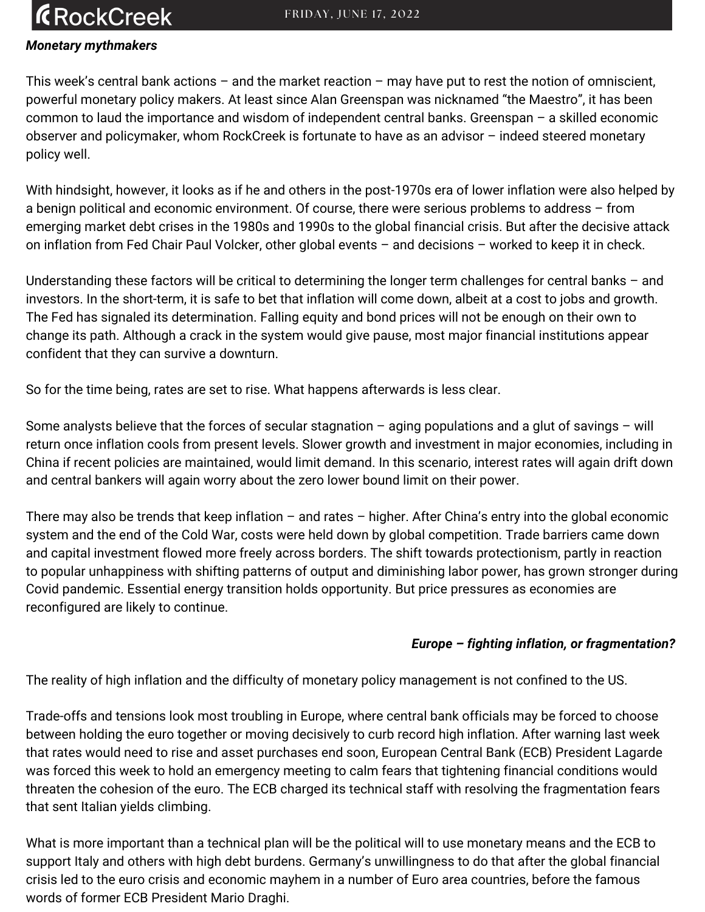***Monetary mythmakers***

This week's central bank actions – and the market reaction – may have put to rest the notion of omniscient, powerful monetary policy makers. At least since Alan Greenspan was nicknamed "the Maestro", it has been common to laud the importance and wisdom of independent central banks. Greenspan – a skilled economic observer and policymaker, whom RockCreek is fortunate to have as an advisor – indeed steered monetary policy well.

With hindsight, however, it looks as if he and others in the post-1970s era of lower inflation were also helped by a benign political and economic environment. Of course, there were serious problems to address – from emerging market debt crises in the 1980s and 1990s to the global financial crisis. But after the decisive attack on inflation from Fed Chair Paul Volcker, other global events – and decisions – worked to keep it in check.

Understanding these factors will be critical to determining the longer term challenges for central banks – and investors. In the short-term, it is safe to bet that inflation will come down, albeit at a cost to jobs and growth. The Fed has signaled its determination. Falling equity and bond prices will not be enough on their own to change its path. Although a crack in the system would give pause, most major financial institutions appear confident that they can survive a downturn.

So for the time being, rates are set to rise. What happens afterwards is less clear.

Some analysts believe that the forces of secular stagnation – aging populations and a glut of savings – will return once inflation cools from present levels. Slower growth and investment in major economies, including in China if recent policies are maintained, would limit demand. In this scenario, interest rates will again drift down and central bankers will again worry about the zero lower bound limit on their power.

There may also be trends that keep inflation – and rates – higher. After China's entry into the global economic system and the end of the Cold War, costs were held down by global competition. Trade barriers came down and capital investment flowed more freely across borders. The shift towards protectionism, partly in reaction to popular unhappiness with shifting patterns of output and diminishing labor power, has grown stronger during Covid pandemic. Essential energy transition holds opportunity. But price pressures as economies are reconfigured are likely to continue.

***Europe – fighting inflation, or fragmentation?***

The reality of high inflation and the difficulty of monetary policy management is not confined to the US.

Trade-offs and tensions look most troubling in Europe, where central bank officials may be forced to choose between holding the euro together or moving decisively to curb record high inflation. After warning last week that rates would need to rise and asset purchases end soon, European Central Bank (ECB) President Lagarde was forced this week to hold an emergency meeting to calm fears that tightening financial conditions would threaten the cohesion of the euro. The ECB charged its technical staff with resolving the fragmentation fears that sent Italian yields climbing.

What is more important than a technical plan will be the political will to use monetary means and the ECB to support Italy and others with high debt burdens. Germany's unwillingness to do that after the global financial crisis led to the euro crisis and economic mayhem in a number of Euro area countries, before the famous words of former ECB President Mario Draghi.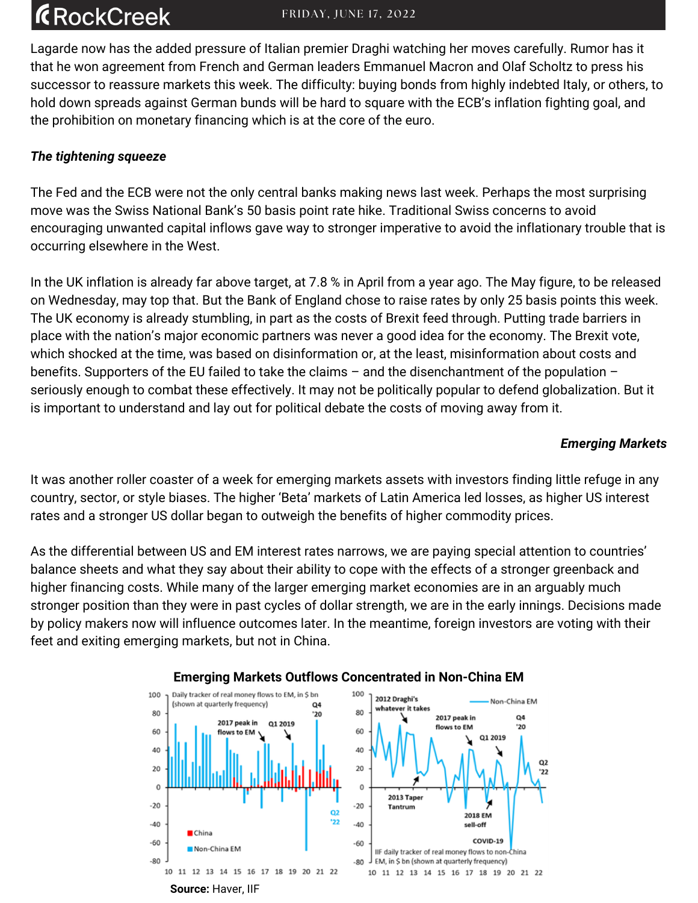Lagarde now has the added pressure of Italian premier Draghi watching her moves carefully. Rumor has it that he won agreement from French and German leaders Emmanuel Macron and Olaf Scholtz to press his successor to reassure markets this week. The difficulty: buying bonds from highly indebted Italy, or others, to hold down spreads against German bunds will be hard to square with the ECB's inflation fighting goal, and the prohibition on monetary financing which is at the core of the euro.

***The tightening squeeze***

The Fed and the ECB were not the only central banks making news last week. Perhaps the most surprising move was the Swiss National Bank's 50 basis point rate hike. Traditional Swiss concerns to avoid encouraging unwanted capital inflows gave way to stronger imperative to avoid the inflationary trouble that is occurring elsewhere in the West.

In the UK inflation is already far above target, at 7.8 % in April from a year ago. The May figure, to be released on Wednesday, may top that. But the Bank of England chose to raise rates by only 25 basis points this week. The UK economy is already stumbling, in part as the costs of Brexit feed through. Putting trade barriers in place with the nation's major economic partners was never a good idea for the economy. The Brexit vote, which shocked at the time, was based on disinformation or, at the least, misinformation about costs and benefits. Supporters of the EU failed to take the claims – and the disenchantment of the population – seriously enough to combat these effectively. It may not be politically popular to defend globalization. But it is important to understand and lay out for political debate the costs of moving away from it.

## *Emerging Markets*

It was another roller coaster of a week for emerging markets assets with investors finding little refuge in any country, sector, or style biases. The higher 'Beta' markets of Latin America led losses, as higher US interest rates and a stronger US dollar began to outweigh the benefits of higher commodity prices.

As the differential between US and EM interest rates narrows, we are paying special attention to countries' balance sheets and what they say about their ability to cope with the effects of a stronger greenback and higher financing costs. While many of the larger emerging market economies are in an arguably much stronger position than they were in past cycles of dollar strength, we are in the early innings. Decisions made by policy makers now will influence outcomes later. In the meantime, foreign investors are voting with their feet and exiting emerging markets, but not in China.

**Emerging Markets Outflows Concentrated in Non-China EM**

**Source:** Haver, IIF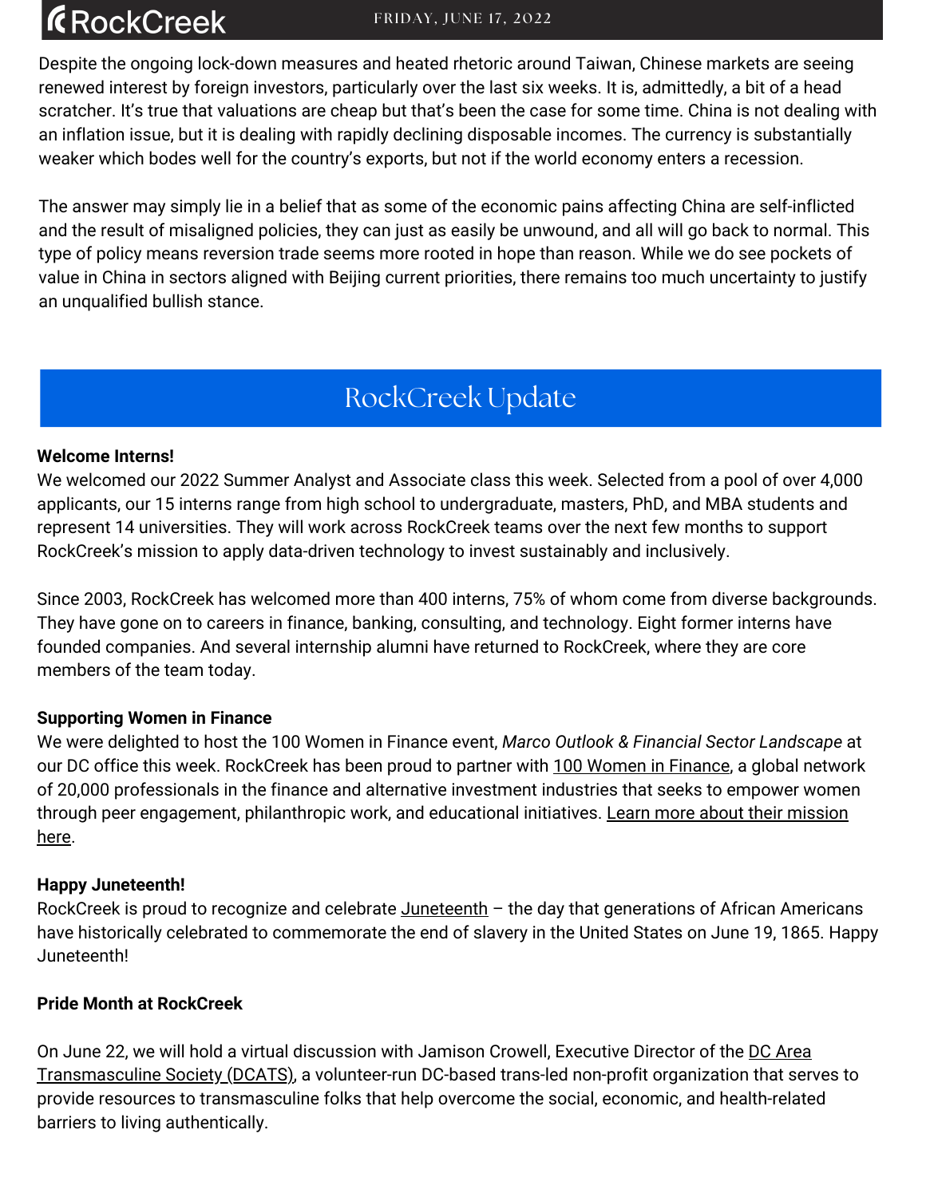Despite the ongoing lock-down measures and heated rhetoric around Taiwan, Chinese markets are seeing renewed interest by foreign investors, particularly over the last six weeks. It is, admittedly, a bit of a head scratcher. It's true that valuations are cheap but that's been the case for some time. China is not dealing with an inflation issue, but it is dealing with rapidly declining disposable incomes. The currency is substantially weaker which bodes well for the country's exports, but not if the world economy enters a recession.

The answer may simply lie in a belief that as some of the economic pains affecting China are self-inflicted and the result of misaligned policies, they can just as easily be unwound, and all will go back to normal. This type of policy means reversion trade seems more rooted in hope than reason. While we do see pockets of value in China in sectors aligned with Beijing current priorities, there remains too much uncertainty to justify an unqualified bullish stance.

## RockCreek Update

**Welcome Interns!**

We welcomed our 2022 Summer Analyst and Associate class this week. Selected from a pool of over 4,000 applicants, our 15 interns range from high school to undergraduate, masters, PhD, and MBA students and represent 14 universities. They will work across RockCreek teams over the next few months to support RockCreek's mission to apply data-driven technology to invest sustainably and inclusively.

Since 2003, RockCreek has welcomed more than 400 interns, 75% of whom come from diverse backgrounds. They have gone on to careers in finance, banking, consulting, and technology. Eight former interns have founded companies. And several internship alumni have returned to RockCreek, where they are core members of the team today.

**Supporting Women in Finance**

We were delighted to host the 100 Women in Finance event, *Marco Outlook & Financial Sector Landscape* at our DC office this week. RockCreek has been proud to partner with 100 Women in Finance, a global network of 20,000 professionals in the finance and alternative investment industries that seeks to empower women through peer engagement, philanthropic work, and educational initiatives. Learn more about their mission here.

**Happy Juneteenth!**

RockCreek is proud to recognize and celebrate Juneteenth – the day that generations of African Americans have historically celebrated to commemorate the end of slavery in the United States on June 19, 1865. Happy Juneteenth!

**Pride Month at RockCreek**

On June 22, we will hold a virtual discussion with Jamison Crowell, Executive Director of the DC Area Transmasculine Society (DCATS), a volunteer-run DC-based trans-led non-profit organization that serves to provide resources to transmasculine folks that help overcome the social, economic, and health-related barriers to living authentically.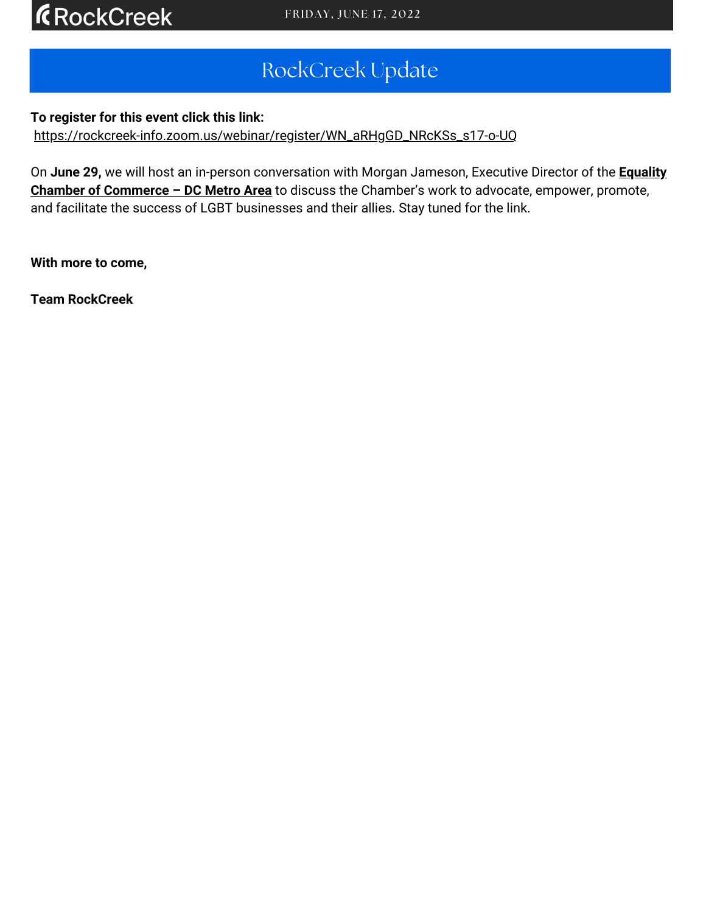# RockCreek Update

**To register for this event click this link:**
https://rockcreek-info.zoom.us/webinar/register/WN_aRHgGD_NRcKSs_s17-o-UQ

On **June 29,** we will host an in-person conversation with Morgan Jameson, Executive Director of the **Equality Chamber of Commerce – DC Metro Area** to discuss the Chamber's work to advocate, empower, promote, and facilitate the success of LGBT businesses and their allies. Stay tuned for the link.

**With more to come,**

**Team RockCreek**